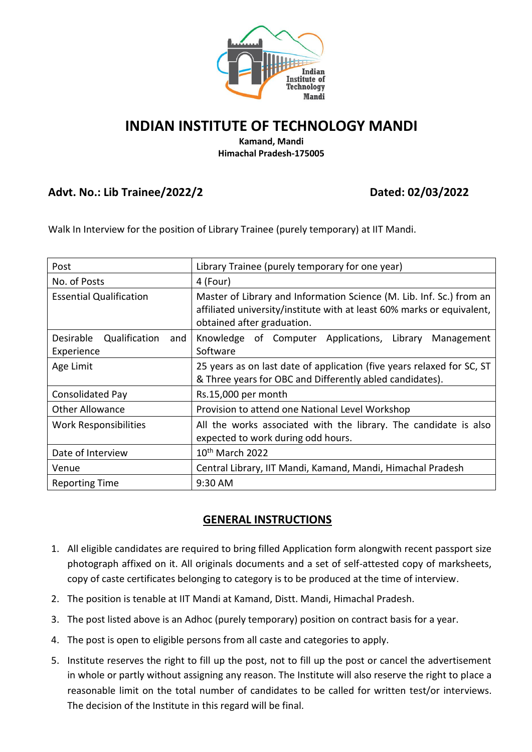# INDIAN INSTITUTE OF TECHNOLOGY MANDI

**Kamand, Mandi**
**Himachal Pradesh-175005**

**Advt. No.: Lib Trainee/2022/2** **Dated: 02/03/2022**

Walk In Interview for the position of Library Trainee (purely temporary) at IIT Mandi.

| Post | Library Trainee (purely temporary for one year) |
|---|---|
| No. of Posts | 4 (Four) |
| Essential Qualification | Master of Library and Information Science (M. Lib. Inf. Sc.) from an affiliated university/institute with at least 60% marks or equivalent, obtained after graduation. |
| Desirable Qualification and Experience | Knowledge of Computer Applications, Library Management Software |
| Age Limit | 25 years as on last date of application (five years relaxed for SC, ST & Three years for OBC and Differently abled candidates). |
| Consolidated Pay | Rs.15,000 per month |
| Other Allowance | Provision to attend one National Level Workshop |
| Work Responsibilities | All the works associated with the library. The candidate is also expected to work during odd hours. |
| Date of Interview | 10th March 2022 |
| Venue | Central Library, IIT Mandi, Kamand, Mandi, Himachal Pradesh |
| Reporting Time | 9:30 AM |

## GENERAL INSTRUCTIONS

1. All eligible candidates are required to bring filled Application form alongwith recent passport size photograph affixed on it. All originals documents and a set of self-attested copy of marksheets, copy of caste certificates belonging to category is to be produced at the time of interview.
2. The position is tenable at IIT Mandi at Kamand, Distt. Mandi, Himachal Pradesh.
3. The post listed above is an Adhoc (purely temporary) position on contract basis for a year.
4. The post is open to eligible persons from all caste and categories to apply.
5. Institute reserves the right to fill up the post, not to fill up the post or cancel the advertisement in whole or partly without assigning any reason. The Institute will also reserve the right to place a reasonable limit on the total number of candidates to be called for written test/or interviews. The decision of the Institute in this regard will be final.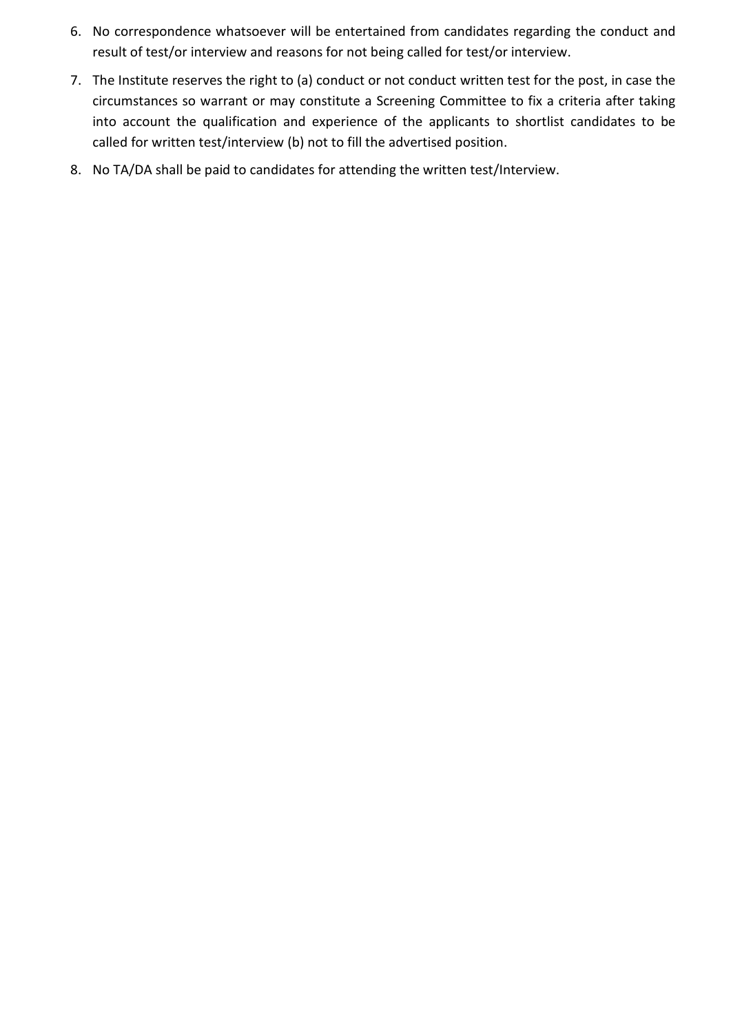6. No correspondence whatsoever will be entertained from candidates regarding the conduct and result of test/or interview and reasons for not being called for test/or interview.
7. The Institute reserves the right to (a) conduct or not conduct written test for the post, in case the circumstances so warrant or may constitute a Screening Committee to fix a criteria after taking into account the qualification and experience of the applicants to shortlist candidates to be called for written test/interview (b) not to fill the advertised position.
8. No TA/DA shall be paid to candidates for attending the written test/Interview.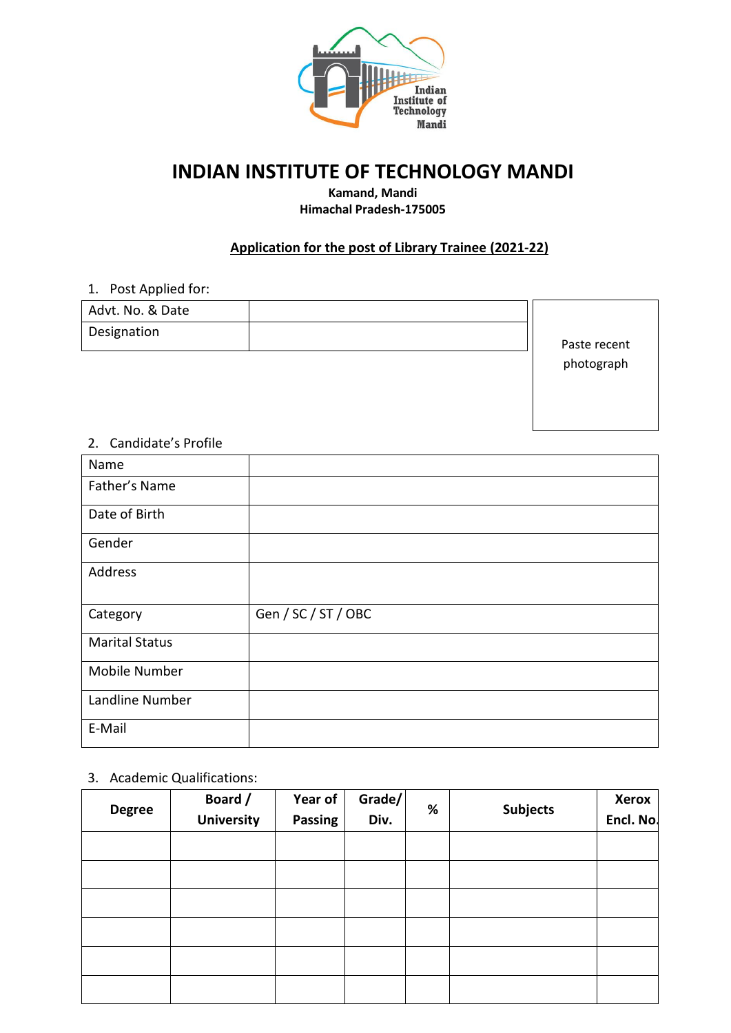# INDIAN INSTITUTE OF TECHNOLOGY MANDI

**Kamand, Mandi**
**Himachal Pradesh-175005**

**Application for the post of Library Trainee (2021-22)**

1. Post Applied for:

| Advt. No. & Date | |
|---|---|
| Designation | |

Paste recent photograph

2. Candidate's Profile

| Name | |
|---|---|
| Father's Name | |
| Date of Birth | |
| Gender | |
| Address | |
| Category | Gen / SC / ST / OBC |
| Marital Status | |
| Mobile Number | |
| Landline Number | |
| E-Mail | |

3. Academic Qualifications:

| Degree | Board / University | Year of Passing | Grade/ Div. | % | Subjects | Xerox Encl. No. |
|---|---|---|---|---|---|---|
| | | | | | | |
| | | | | | | |
| | | | | | | |
| | | | | | | |
| | | | | | | |
| | | | | | | |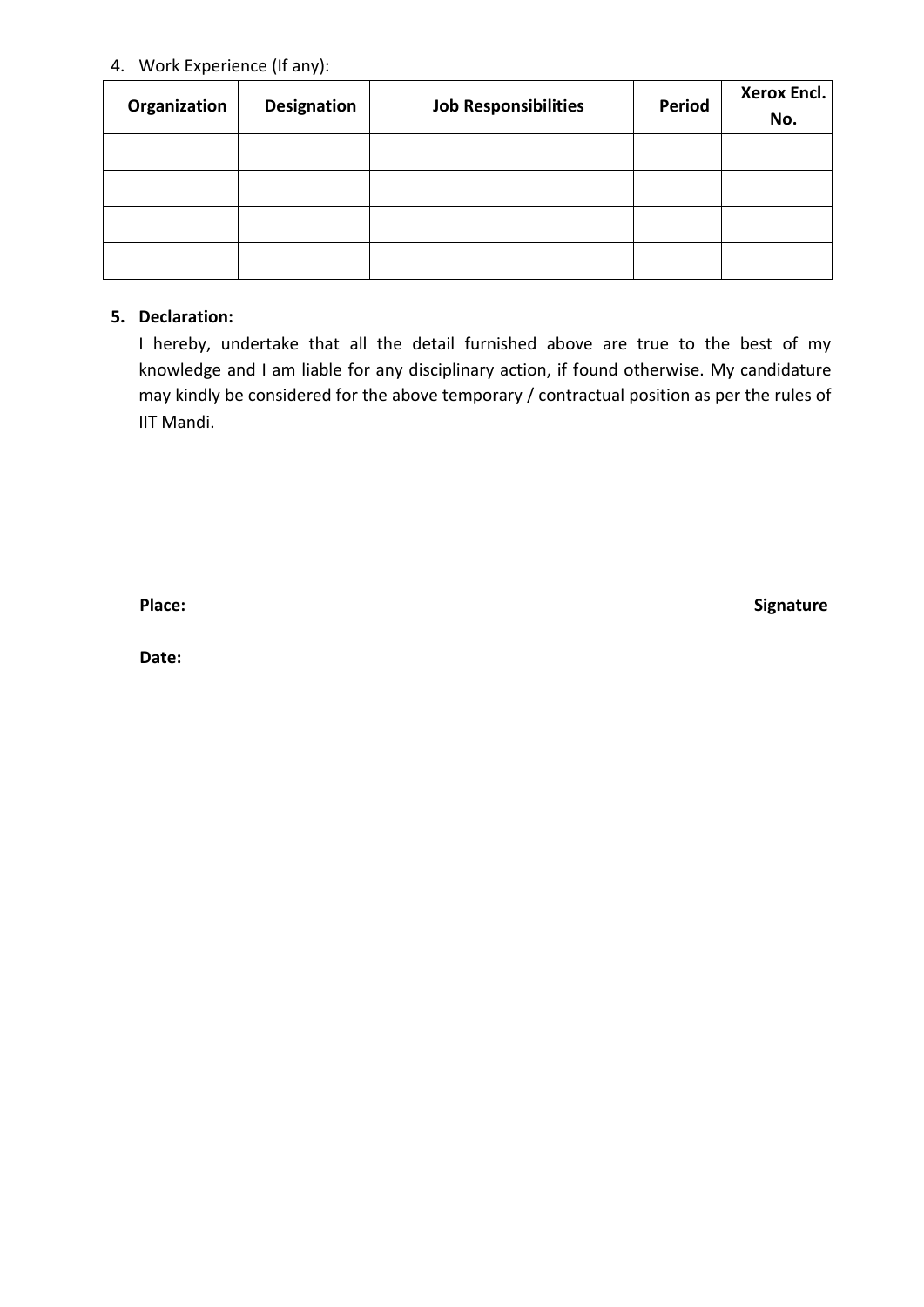4. Work Experience (If any):

| Organization | Designation | Job Responsibilities | Period | Xerox Encl. No. |
| --- | --- | --- | --- | --- |
| | | | | |
| | | | | |
| | | | | |
| | | | | |

**5. Declaration:**

I hereby, undertake that all the detail furnished above are true to the best of my knowledge and I am liable for any disciplinary action, if found otherwise. My candidature may kindly be considered for the above temporary / contractual position as per the rules of IIT Mandi.

**Place:** **Signature**

**Date:**